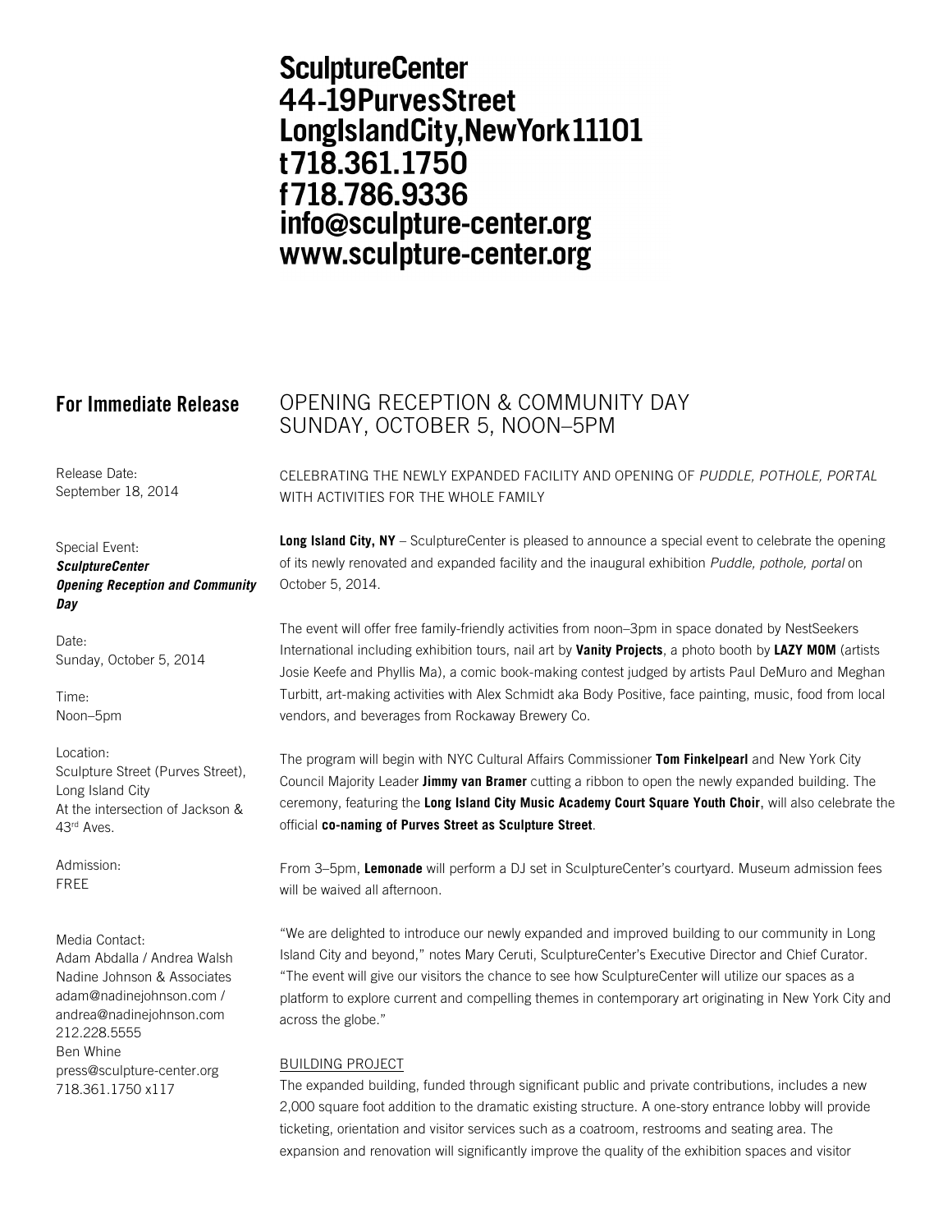**SculptureCenter**
**44-19PurvesStreet**
**LongIslandCity,NewYork11101**
**t718.361.1750**
**f718.786.9336**
**info@sculpture-center.org**
**www.sculpture-center.org**

## For Immediate Release

Release Date:
September 18, 2014

Special Event:
***SculptureCenter Opening Reception and Community Day***

Date:
Sunday, October 5, 2014

Time:
Noon–5pm

Location:
Sculpture Street (Purves Street), Long Island City
At the intersection of Jackson & 43rd Aves.

Admission:
FREE

Media Contact:
Adam Abdalla / Andrea Walsh
Nadine Johnson & Associates
adam@nadinejohnson.com /
andrea@nadinejohnson.com
212.228.5555
Ben Whine
press@sculpture-center.org
718.361.1750 x117

# OPENING RECEPTION & COMMUNITY DAY
# SUNDAY, OCTOBER 5, NOON–5PM

CELEBRATING THE NEWLY EXPANDED FACILITY AND OPENING OF *PUDDLE, POTHOLE, PORTAL* WITH ACTIVITIES FOR THE WHOLE FAMILY

**Long Island City, NY** – SculptureCenter is pleased to announce a special event to celebrate the opening of its newly renovated and expanded facility and the inaugural exhibition *Puddle, pothole, portal* on October 5, 2014.

The event will offer free family-friendly activities from noon–3pm in space donated by NestSeekers International including exhibition tours, nail art by **Vanity Projects**, a photo booth by **LAZY MOM** (artists Josie Keefe and Phyllis Ma), a comic book-making contest judged by artists Paul DeMuro and Meghan Turbitt, art-making activities with Alex Schmidt aka Body Positive, face painting, music, food from local vendors, and beverages from Rockaway Brewery Co.

The program will begin with NYC Cultural Affairs Commissioner **Tom Finkelpearl** and New York City Council Majority Leader **Jimmy van Bramer** cutting a ribbon to open the newly expanded building. The ceremony, featuring the **Long Island City Music Academy Court Square Youth Choir**, will also celebrate the official **co-naming of Purves Street as Sculpture Street**.

From 3–5pm, **Lemonade** will perform a DJ set in SculptureCenter's courtyard. Museum admission fees will be waived all afternoon.

"We are delighted to introduce our newly expanded and improved building to our community in Long Island City and beyond," notes Mary Ceruti, SculptureCenter's Executive Director and Chief Curator. "The event will give our visitors the chance to see how SculptureCenter will utilize our spaces as a platform to explore current and compelling themes in contemporary art originating in New York City and across the globe."

## BUILDING PROJECT

The expanded building, funded through significant public and private contributions, includes a new 2,000 square foot addition to the dramatic existing structure. A one-story entrance lobby will provide ticketing, orientation and visitor services such as a coatroom, restrooms and seating area. The expansion and renovation will significantly improve the quality of the exhibition spaces and visitor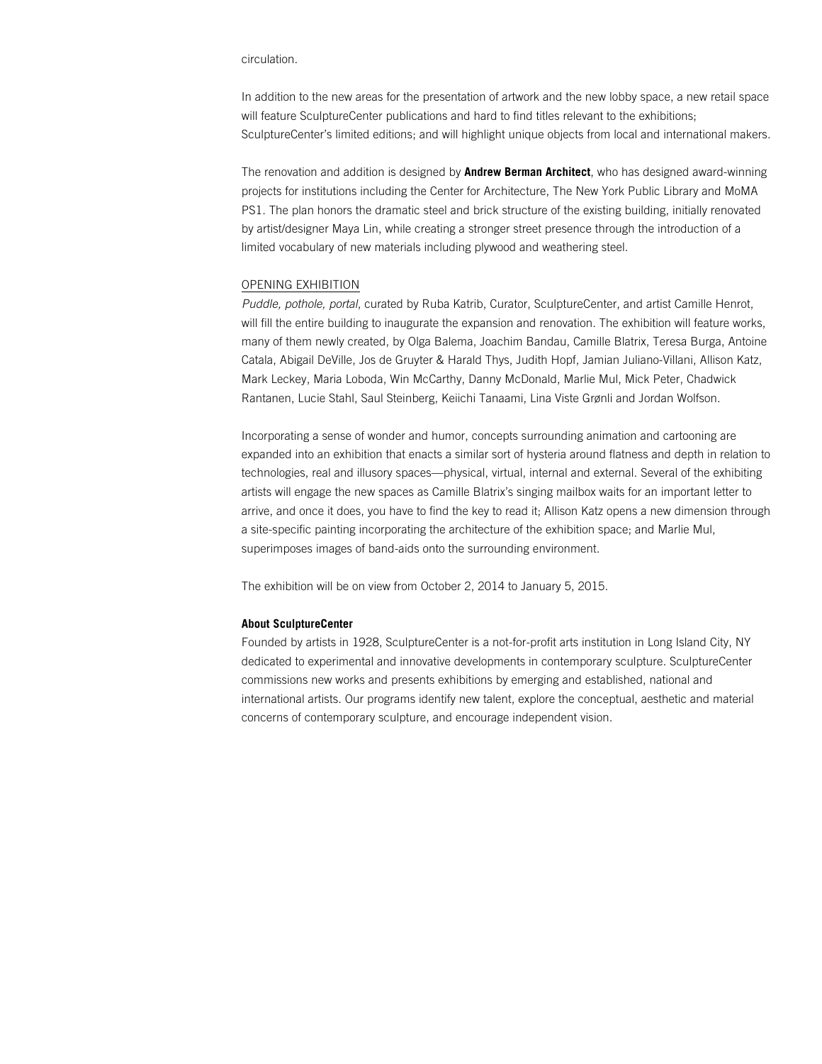circulation.

In addition to the new areas for the presentation of artwork and the new lobby space, a new retail space will feature SculptureCenter publications and hard to find titles relevant to the exhibitions; SculptureCenter's limited editions; and will highlight unique objects from local and international makers.

The renovation and addition is designed by **Andrew Berman Architect**, who has designed award-winning projects for institutions including the Center for Architecture, The New York Public Library and MoMA PS1. The plan honors the dramatic steel and brick structure of the existing building, initially renovated by artist/designer Maya Lin, while creating a stronger street presence through the introduction of a limited vocabulary of new materials including plywood and weathering steel.

OPENING EXHIBITION

*Puddle, pothole, portal*, curated by Ruba Katrib, Curator, SculptureCenter, and artist Camille Henrot, will fill the entire building to inaugurate the expansion and renovation. The exhibition will feature works, many of them newly created, by Olga Balema, Joachim Bandau, Camille Blatrix, Teresa Burga, Antoine Catala, Abigail DeVille, Jos de Gruyter & Harald Thys, Judith Hopf, Jamian Juliano-Villani, Allison Katz, Mark Leckey, Maria Loboda, Win McCarthy, Danny McDonald, Marlie Mul, Mick Peter, Chadwick Rantanen, Lucie Stahl, Saul Steinberg, Keiichi Tanaami, Lina Viste Grønli and Jordan Wolfson.

Incorporating a sense of wonder and humor, concepts surrounding animation and cartooning are expanded into an exhibition that enacts a similar sort of hysteria around flatness and depth in relation to technologies, real and illusory spaces—physical, virtual, internal and external. Several of the exhibiting artists will engage the new spaces as Camille Blatrix's singing mailbox waits for an important letter to arrive, and once it does, you have to find the key to read it; Allison Katz opens a new dimension through a site-specific painting incorporating the architecture of the exhibition space; and Marlie Mul, superimposes images of band-aids onto the surrounding environment.

The exhibition will be on view from October 2, 2014 to January 5, 2015.

**About SculptureCenter**

Founded by artists in 1928, SculptureCenter is a not-for-profit arts institution in Long Island City, NY dedicated to experimental and innovative developments in contemporary sculpture. SculptureCenter commissions new works and presents exhibitions by emerging and established, national and international artists. Our programs identify new talent, explore the conceptual, aesthetic and material concerns of contemporary sculpture, and encourage independent vision.